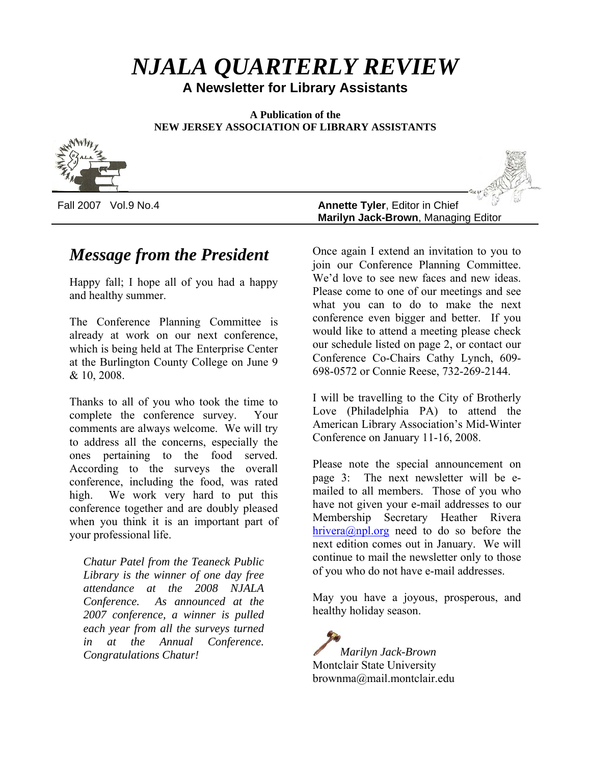# *NJALA QUARTERLY REVIEW*

**A Newsletter for Library Assistants**

**A Publication of the**
**NEW JERSEY ASSOCIATION OF LIBRARY ASSISTANTS**

Fall 2007 Vol.9 No.4

**Annette Tyler**, Editor in Chief
**Marilyn Jack-Brown**, Managing Editor

## *Message from the President*

Happy fall; I hope all of you had a happy and healthy summer.

The Conference Planning Committee is already at work on our next conference, which is being held at The Enterprise Center at the Burlington County College on June 9 & 10, 2008.

Thanks to all of you who took the time to complete the conference survey. Your comments are always welcome. We will try to address all the concerns, especially the ones pertaining to the food served. According to the surveys the overall conference, including the food, was rated high. We work very hard to put this conference together and are doubly pleased when you think it is an important part of your professional life.

*Chatur Patel from the Teaneck Public Library is the winner of one day free attendance at the 2008 NJALA Conference. As announced at the 2007 conference, a winner is pulled each year from all the surveys turned in at the Annual Conference. Congratulations Chatur!*

Once again I extend an invitation to you to join our Conference Planning Committee. We'd love to see new faces and new ideas. Please come to one of our meetings and see what you can to do to make the next conference even bigger and better. If you would like to attend a meeting please check our schedule listed on page 2, or contact our Conference Co-Chairs Cathy Lynch, 609-698-0572 or Connie Reese, 732-269-2144.

I will be travelling to the City of Brotherly Love (Philadelphia PA) to attend the American Library Association's Mid-Winter Conference on January 11-16, 2008.

Please note the special announcement on page 3: The next newsletter will be e-mailed to all members. Those of you who have not given your e-mail addresses to our Membership Secretary Heather Rivera hrivera@npl.org need to do so before the next edition comes out in January. We will continue to mail the newsletter only to those of you who do not have e-mail addresses.

May you have a joyous, prosperous, and healthy holiday season.

*Marilyn Jack-Brown*
Montclair State University
brownma@mail.montclair.edu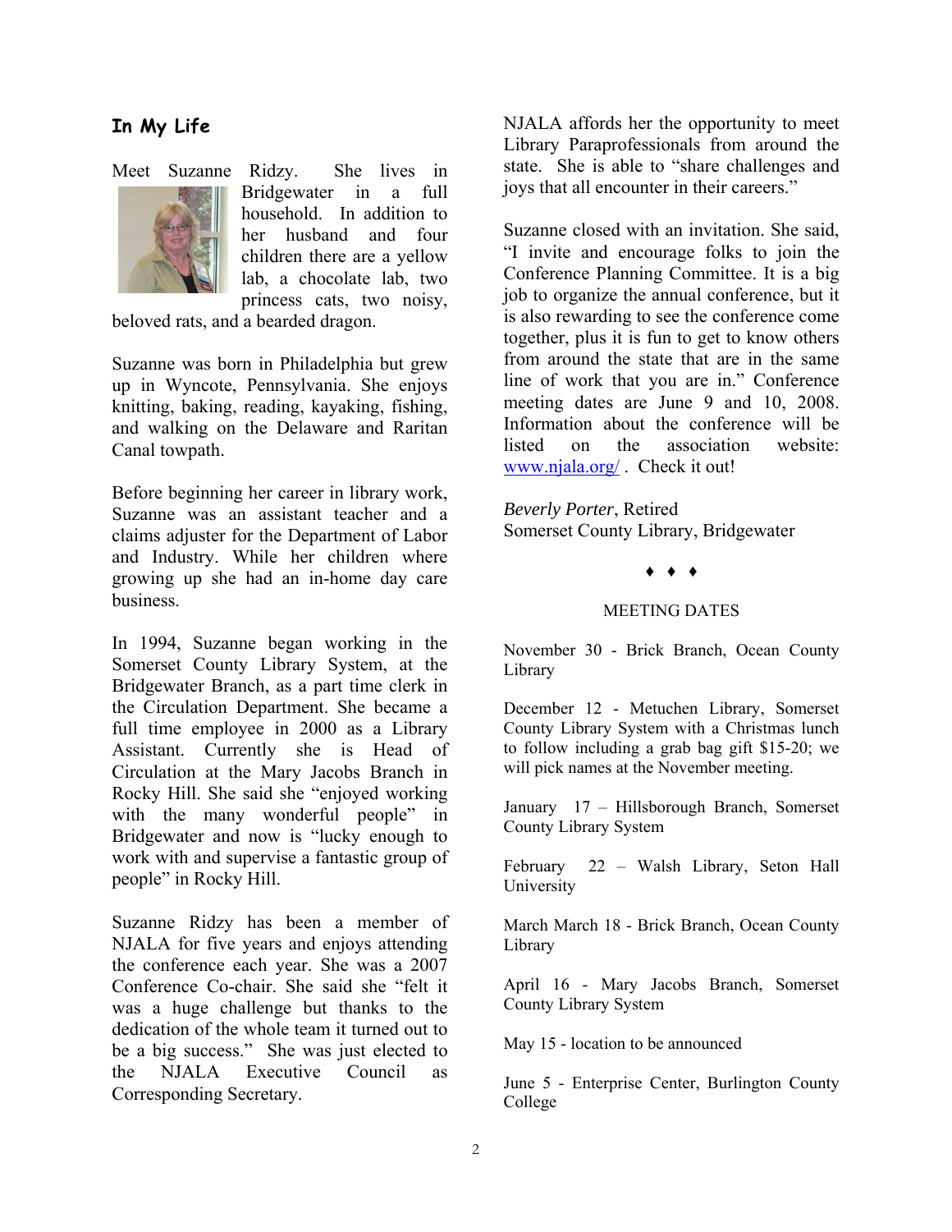## In My Life

Meet Suzanne Ridzy. She lives in Bridgewater in a full household. In addition to her husband and four children there are a yellow lab, a chocolate lab, two princess cats, two noisy, beloved rats, and a bearded dragon.

Suzanne was born in Philadelphia but grew up in Wyncote, Pennsylvania. She enjoys knitting, baking, reading, kayaking, fishing, and walking on the Delaware and Raritan Canal towpath.

Before beginning her career in library work, Suzanne was an assistant teacher and a claims adjuster for the Department of Labor and Industry. While her children where growing up she had an in-home day care business.

In 1994, Suzanne began working in the Somerset County Library System, at the Bridgewater Branch, as a part time clerk in the Circulation Department. She became a full time employee in 2000 as a Library Assistant. Currently she is Head of Circulation at the Mary Jacobs Branch in Rocky Hill. She said she "enjoyed working with the many wonderful people" in Bridgewater and now is "lucky enough to work with and supervise a fantastic group of people" in Rocky Hill.

Suzanne Ridzy has been a member of NJALA for five years and enjoys attending the conference each year. She was a 2007 Conference Co-chair. She said she "felt it was a huge challenge but thanks to the dedication of the whole team it turned out to be a big success." She was just elected to the NJALA Executive Council as Corresponding Secretary.

NJALA affords her the opportunity to meet Library Paraprofessionals from around the state. She is able to "share challenges and joys that all encounter in their careers."

Suzanne closed with an invitation. She said, "I invite and encourage folks to join the Conference Planning Committee. It is a big job to organize the annual conference, but it is also rewarding to see the conference come together, plus it is fun to get to know others from around the state that are in the same line of work that you are in." Conference meeting dates are June 9 and 10, 2008. Information about the conference will be listed on the association website: [www.njala.org/](http://www.njala.org/) . Check it out!

*Beverly Porter*, Retired
Somerset County Library, Bridgewater

♦ ♦ ♦

MEETING DATES

November 30 - Brick Branch, Ocean County Library

December 12 - Metuchen Library, Somerset County Library System with a Christmas lunch to follow including a grab bag gift $15-20; we will pick names at the November meeting.

January 17 – Hillsborough Branch, Somerset County Library System

February 22 – Walsh Library, Seton Hall University

March March 18 - Brick Branch, Ocean County Library

April 16 - Mary Jacobs Branch, Somerset County Library System

May 15 - location to be announced

June 5 - Enterprise Center, Burlington County College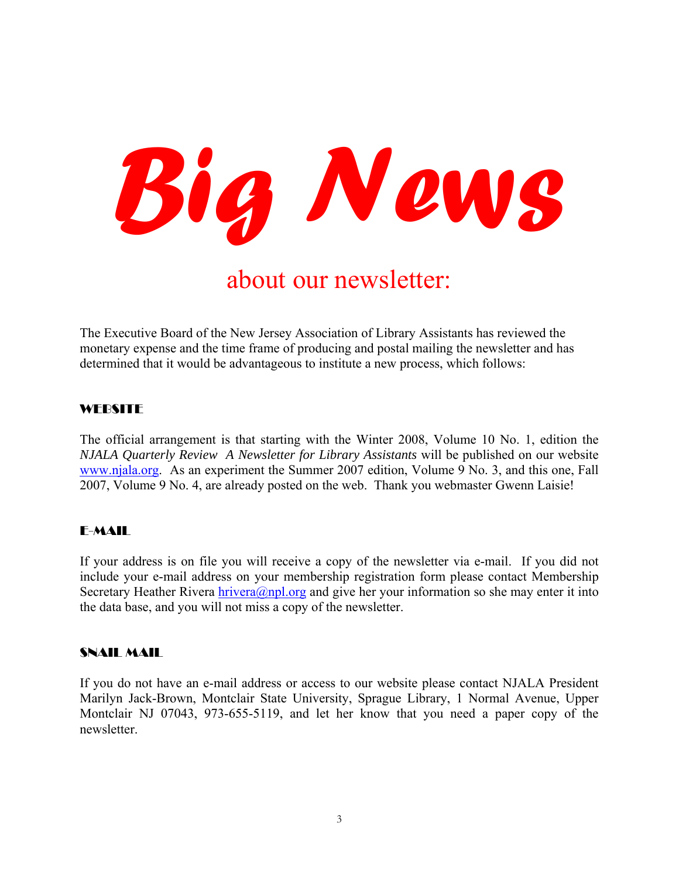# Big News

## about our newsletter:

The Executive Board of the New Jersey Association of Library Assistants has reviewed the monetary expense and the time frame of producing and postal mailing the newsletter and has determined that it would be advantageous to institute a new process, which follows:

### WEBSITE

The official arrangement is that starting with the Winter 2008, Volume 10 No. 1, edition the *NJALA Quarterly Review A Newsletter for Library Assistants* will be published on our website www.njala.org. As an experiment the Summer 2007 edition, Volume 9 No. 3, and this one, Fall 2007, Volume 9 No. 4, are already posted on the web. Thank you webmaster Gwenn Laisie!

### E-MAIL

If your address is on file you will receive a copy of the newsletter via e-mail. If you did not include your e-mail address on your membership registration form please contact Membership Secretary Heather Rivera hrivera@npl.org and give her your information so she may enter it into the data base, and you will not miss a copy of the newsletter.

### SNAIL MAIL

If you do not have an e-mail address or access to our website please contact NJALA President Marilyn Jack-Brown, Montclair State University, Sprague Library, 1 Normal Avenue, Upper Montclair NJ 07043, 973-655-5119, and let her know that you need a paper copy of the newsletter.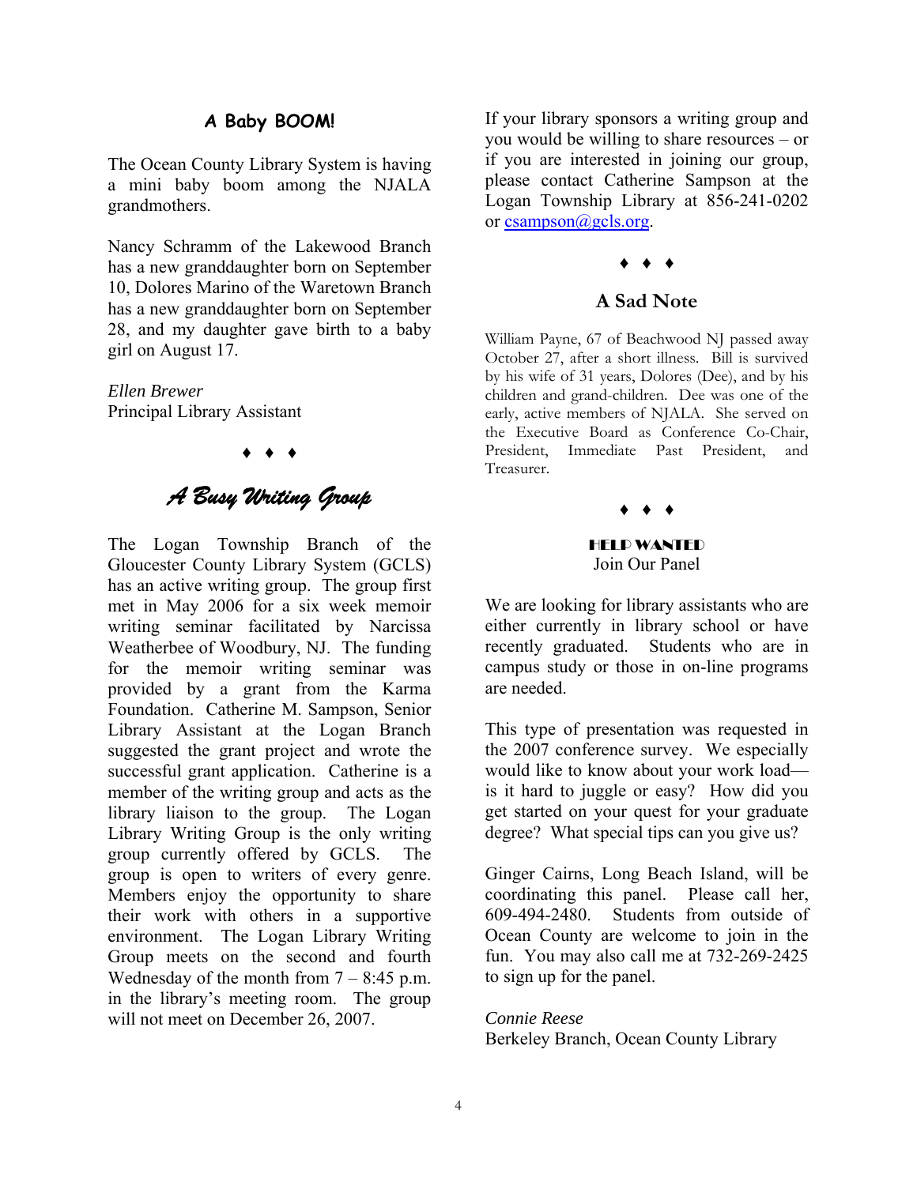## A Baby BOOM!

The Ocean County Library System is having a mini baby boom among the NJALA grandmothers.

Nancy Schramm of the Lakewood Branch has a new granddaughter born on September 10, Dolores Marino of the Waretown Branch has a new granddaughter born on September 28, and my daughter gave birth to a baby girl on August 17.

*Ellen Brewer*
Principal Library Assistant

♦ ♦ ♦

## *A Busy Writing Group*

The Logan Township Branch of the Gloucester County Library System (GCLS) has an active writing group. The group first met in May 2006 for a six week memoir writing seminar facilitated by Narcissa Weatherbee of Woodbury, NJ. The funding for the memoir writing seminar was provided by a grant from the Karma Foundation. Catherine M. Sampson, Senior Library Assistant at the Logan Branch suggested the grant project and wrote the successful grant application. Catherine is a member of the writing group and acts as the library liaison to the group. The Logan Library Writing Group is the only writing group currently offered by GCLS. The group is open to writers of every genre. Members enjoy the opportunity to share their work with others in a supportive environment. The Logan Library Writing Group meets on the second and fourth Wednesday of the month from 7 – 8:45 p.m. in the library's meeting room. The group will not meet on December 26, 2007.

If your library sponsors a writing group and you would be willing to share resources – or if you are interested in joining our group, please contact Catherine Sampson at the Logan Township Library at 856-241-0202 or csampson@gcls.org.

♦ ♦ ♦

## A Sad Note

William Payne, 67 of Beachwood NJ passed away October 27, after a short illness. Bill is survived by his wife of 31 years, Dolores (Dee), and by his children and grand-children. Dee was one of the early, active members of NJALA. She served on the Executive Board as Conference Co-Chair, President, Immediate Past President, and Treasurer.

♦ ♦ ♦

## HELP WANTED
Join Our Panel

We are looking for library assistants who are either currently in library school or have recently graduated. Students who are in campus study or those in on-line programs are needed.

This type of presentation was requested in the 2007 conference survey. We especially would like to know about your work load—is it hard to juggle or easy? How did you get started on your quest for your graduate degree? What special tips can you give us?

Ginger Cairns, Long Beach Island, will be coordinating this panel. Please call her, 609-494-2480. Students from outside of Ocean County are welcome to join in the fun. You may also call me at 732-269-2425 to sign up for the panel.

*Connie Reese*
Berkeley Branch, Ocean County Library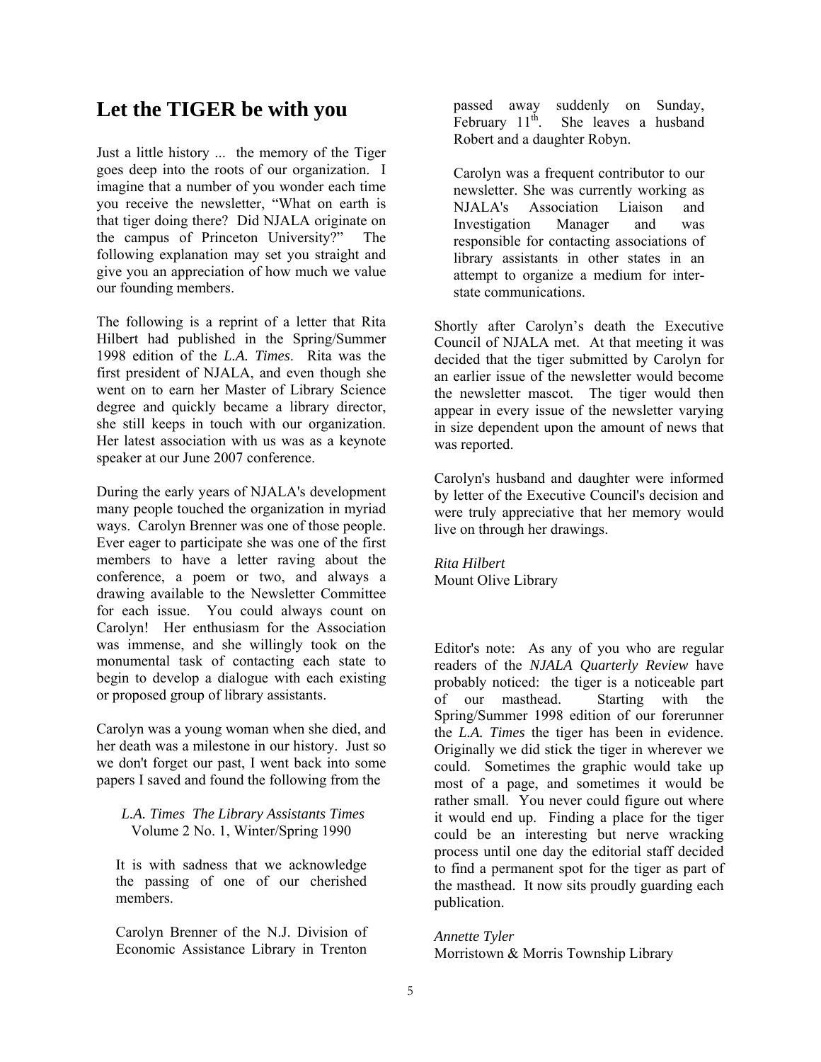# Let the TIGER be with you

Just a little history ... the memory of the Tiger goes deep into the roots of our organization. I imagine that a number of you wonder each time you receive the newsletter, "What on earth is that tiger doing there? Did NJALA originate on the campus of Princeton University?" The following explanation may set you straight and give you an appreciation of how much we value our founding members.

The following is a reprint of a letter that Rita Hilbert had published in the Spring/Summer 1998 edition of the *L.A. Times*. Rita was the first president of NJALA, and even though she went on to earn her Master of Library Science degree and quickly became a library director, she still keeps in touch with our organization. Her latest association with us was as a keynote speaker at our June 2007 conference.

During the early years of NJALA's development many people touched the organization in myriad ways. Carolyn Brenner was one of those people. Ever eager to participate she was one of the first members to have a letter raving about the conference, a poem or two, and always a drawing available to the Newsletter Committee for each issue. You could always count on Carolyn! Her enthusiasm for the Association was immense, and she willingly took on the monumental task of contacting each state to begin to develop a dialogue with each existing or proposed group of library assistants.

Carolyn was a young woman when she died, and her death was a milestone in our history. Just so we don't forget our past, I went back into some papers I saved and found the following from the

> *L.A. Times The Library Assistants Times*
> Volume 2 No. 1, Winter/Spring 1990
>
> It is with sadness that we acknowledge the passing of one of our cherished members.
>
> Carolyn Brenner of the N.J. Division of Economic Assistance Library in Trenton passed away suddenly on Sunday, February 11th. She leaves a husband Robert and a daughter Robyn.
>
> Carolyn was a frequent contributor to our newsletter. She was currently working as NJALA's Association Liaison and Investigation Manager and was responsible for contacting associations of library assistants in other states in an attempt to organize a medium for inter-state communications.

Shortly after Carolyn's death the Executive Council of NJALA met. At that meeting it was decided that the tiger submitted by Carolyn for an earlier issue of the newsletter would become the newsletter mascot. The tiger would then appear in every issue of the newsletter varying in size dependent upon the amount of news that was reported.

Carolyn's husband and daughter were informed by letter of the Executive Council's decision and were truly appreciative that her memory would live on through her drawings.

*Rita Hilbert*
Mount Olive Library

Editor's note: As any of you who are regular readers of the *NJALA Quarterly Review* have probably noticed: the tiger is a noticeable part of our masthead. Starting with the Spring/Summer 1998 edition of our forerunner the *L.A. Times* the tiger has been in evidence. Originally we did stick the tiger in wherever we could. Sometimes the graphic would take up most of a page, and sometimes it would be rather small. You never could figure out where it would end up. Finding a place for the tiger could be an interesting but nerve wracking process until one day the editorial staff decided to find a permanent spot for the tiger as part of the masthead. It now sits proudly guarding each publication.

*Annette Tyler*
Morristown & Morris Township Library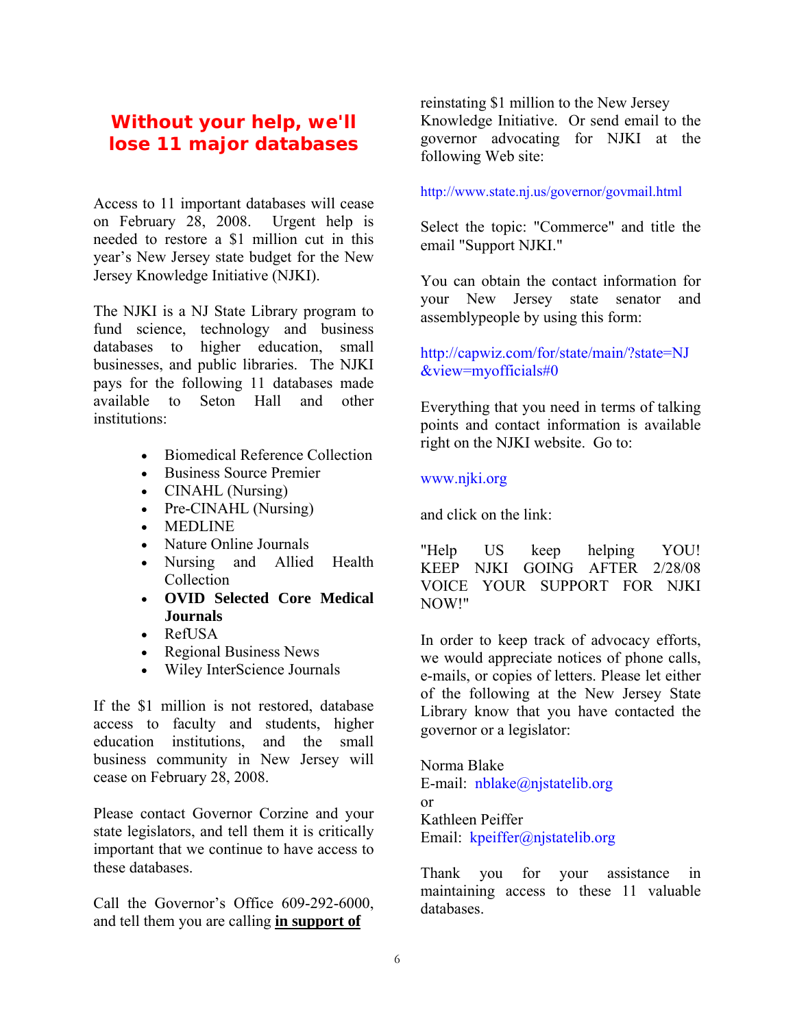## Without your help, we'll lose 11 major databases

Access to 11 important databases will cease on February 28, 2008. Urgent help is needed to restore a $1 million cut in this year's New Jersey state budget for the New Jersey Knowledge Initiative (NJKI).

The NJKI is a NJ State Library program to fund science, technology and business databases to higher education, small businesses, and public libraries. The NJKI pays for the following 11 databases made available to Seton Hall and other institutions:

- Biomedical Reference Collection
- Business Source Premier
- CINAHL (Nursing)
- Pre-CINAHL (Nursing)
- MEDLINE
- Nature Online Journals
- Nursing and Allied Health Collection
- **OVID Selected Core Medical Journals**
- RefUSA
- Regional Business News
- Wiley InterScience Journals

If the $1 million is not restored, database access to faculty and students, higher education institutions, and the small business community in New Jersey will cease on February 28, 2008.

Please contact Governor Corzine and your state legislators, and tell them it is critically important that we continue to have access to these databases.

Call the Governor's Office 609-292-6000, and tell them you are calling **in support of** reinstating $1 million to the New Jersey Knowledge Initiative. Or send email to the governor advocating for NJKI at the following Web site:

http://www.state.nj.us/governor/govmail.html

Select the topic: "Commerce" and title the email "Support NJKI."

You can obtain the contact information for your New Jersey state senator and assemblypeople by using this form:

http://capwiz.com/for/state/main/?state=NJ&view=myofficials#0

Everything that you need in terms of talking points and contact information is available right on the NJKI website. Go to:

www.njki.org

and click on the link:

"Help US keep helping YOU! KEEP NJKI GOING AFTER 2/28/08 VOICE YOUR SUPPORT FOR NJKI NOW!"

In order to keep track of advocacy efforts, we would appreciate notices of phone calls, e-mails, or copies of letters. Please let either of the following at the New Jersey State Library know that you have contacted the governor or a legislator:

Norma Blake
E-mail: nblake@njstatelib.org
or
Kathleen Peiffer
Email: kpeiffer@njstatelib.org

Thank you for your assistance in maintaining access to these 11 valuable databases.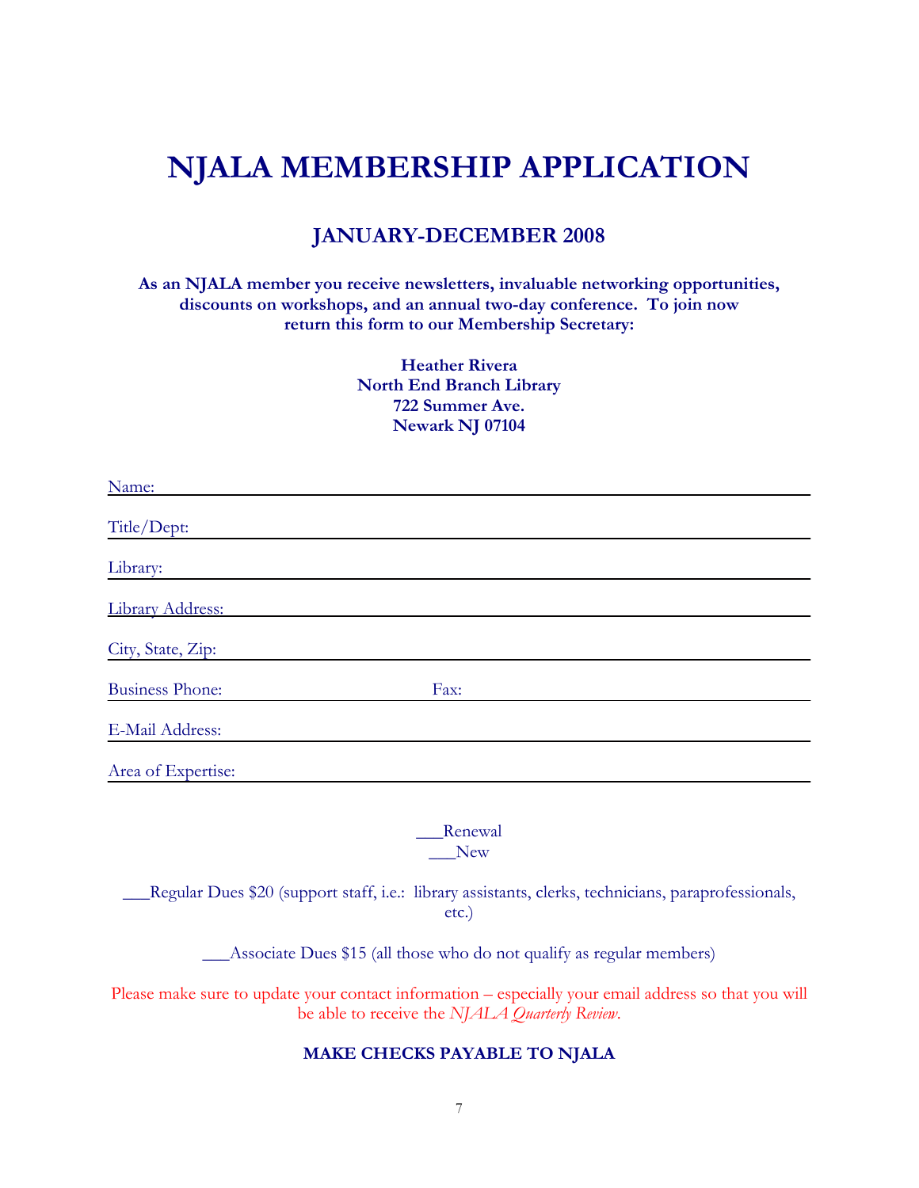# NJALA MEMBERSHIP APPLICATION

## JANUARY-DECEMBER 2008

**As an NJALA member you receive newsletters, invaluable networking opportunities, discounts on workshops, and an annual two-day conference. To join now return this form to our Membership Secretary:**

**Heather Rivera**
**North End Branch Library**
**722 Summer Ave.**
**Newark NJ 07104**

Name: ______________________________________________

Title/Dept: ______________________________________________

Library: ______________________________________________

Library Address: ______________________________________________

City, State, Zip: ______________________________________________

Business Phone: ____________________ Fax: ____________________

E-Mail Address: ______________________________________________

Area of Expertise: ______________________________________________

___Renewal
___New

___Regular Dues $20 (support staff, i.e.: library assistants, clerks, technicians, paraprofessionals, etc.)

___Associate Dues $15 (all those who do not qualify as regular members)

Please make sure to update your contact information – especially your email address so that you will be able to receive the *NJALA Quarterly Review*.

**MAKE CHECKS PAYABLE TO NJALA**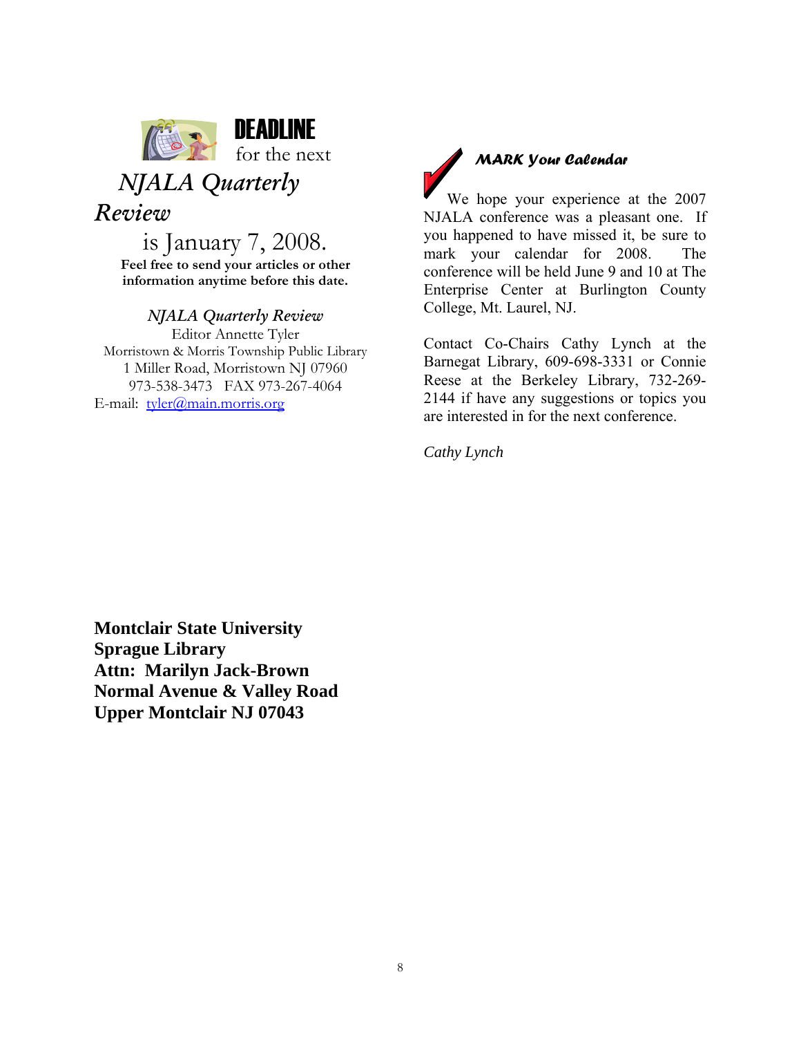## DEADLINE

for the next

*NJALA Quarterly Review*

is January 7, 2008.

**Feel free to send your articles or other information anytime before this date.**

*NJALA Quarterly Review*
Editor Annette Tyler
Morristown & Morris Township Public Library
1 Miller Road, Morristown NJ 07960
973-538-3473 FAX 973-267-4064
E-mail: tyler@main.morris.org

### *MARK Your Calendar*

We hope your experience at the 2007 NJALA conference was a pleasant one. If you happened to have missed it, be sure to mark your calendar for 2008. The conference will be held June 9 and 10 at The Enterprise Center at Burlington County College, Mt. Laurel, NJ.

Contact Co-Chairs Cathy Lynch at the Barnegat Library, 609-698-3331 or Connie Reese at the Berkeley Library, 732-269-2144 if have any suggestions or topics you are interested in for the next conference.

*Cathy Lynch*

**Montclair State University**
**Sprague Library**
**Attn: Marilyn Jack-Brown**
**Normal Avenue & Valley Road**
**Upper Montclair NJ 07043**